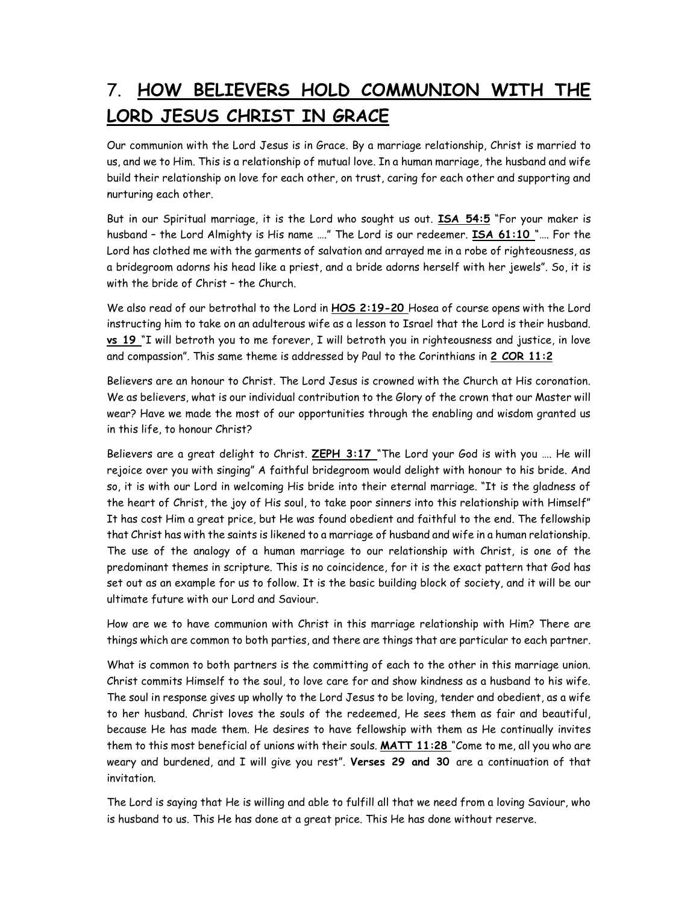# 7. <u>HOW BELIEVERS HOLD COMMUNION WITH THE LORD JESUS CHRIST IN GRACE</u>

Our communion with the Lord Jesus is in Grace. By a marriage relationship, Christ is married to us, and we to Him. This is a relationship of mutual love. In a human marriage, the husband and wife build their relationship on love for each other, on trust, caring for each other and supporting and nurturing each other.

But in our Spiritual marriage, it is the Lord who sought us out. **<u>ISA 54:5</u>** "For your maker is husband – the Lord Almighty is His name …." The Lord is our redeemer. **<u>ISA 61:10</u>** "…. For the Lord has clothed me with the garments of salvation and arrayed me in a robe of righteousness, as a bridegroom adorns his head like a priest, and a bride adorns herself with her jewels". So, it is with the bride of Christ – the Church.

We also read of our betrothal to the Lord in **<u>HOS 2:19-20</u>** Hosea of course opens with the Lord instructing him to take on an adulterous wife as a lesson to Israel that the Lord is their husband. **<u>vs 19</u>** "I will betroth you to me forever, I will betroth you in righteousness and justice, in love and compassion". This same theme is addressed by Paul to the Corinthians in **<u>2 COR 11:2</u>**

Believers are an honour to Christ. The Lord Jesus is crowned with the Church at His coronation. We as believers, what is our individual contribution to the Glory of the crown that our Master will wear? Have we made the most of our opportunities through the enabling and wisdom granted us in this life, to honour Christ?

Believers are a great delight to Christ. **<u>ZEPH 3:17</u>** "The Lord your God is with you …. He will rejoice over you with singing" A faithful bridegroom would delight with honour to his bride. And so, it is with our Lord in welcoming His bride into their eternal marriage. "It is the gladness of the heart of Christ, the joy of His soul, to take poor sinners into this relationship with Himself" It has cost Him a great price, but He was found obedient and faithful to the end. The fellowship that Christ has with the saints is likened to a marriage of husband and wife in a human relationship. The use of the analogy of a human marriage to our relationship with Christ, is one of the predominant themes in scripture. This is no coincidence, for it is the exact pattern that God has set out as an example for us to follow. It is the basic building block of society, and it will be our ultimate future with our Lord and Saviour.

How are we to have communion with Christ in this marriage relationship with Him? There are things which are common to both parties, and there are things that are particular to each partner.

What is common to both partners is the committing of each to the other in this marriage union. Christ commits Himself to the soul, to love care for and show kindness as a husband to his wife. The soul in response gives up wholly to the Lord Jesus to be loving, tender and obedient, as a wife to her husband. Christ loves the souls of the redeemed, He sees them as fair and beautiful, because He has made them. He desires to have fellowship with them as He continually invites them to this most beneficial of unions with their souls. **<u>MATT 11:28</u>** "Come to me, all you who are weary and burdened, and I will give you rest". **Verses 29 and 30** are a continuation of that invitation.

The Lord is saying that He is willing and able to fulfill all that we need from a loving Saviour, who is husband to us. This He has done at a great price. This He has done without reserve.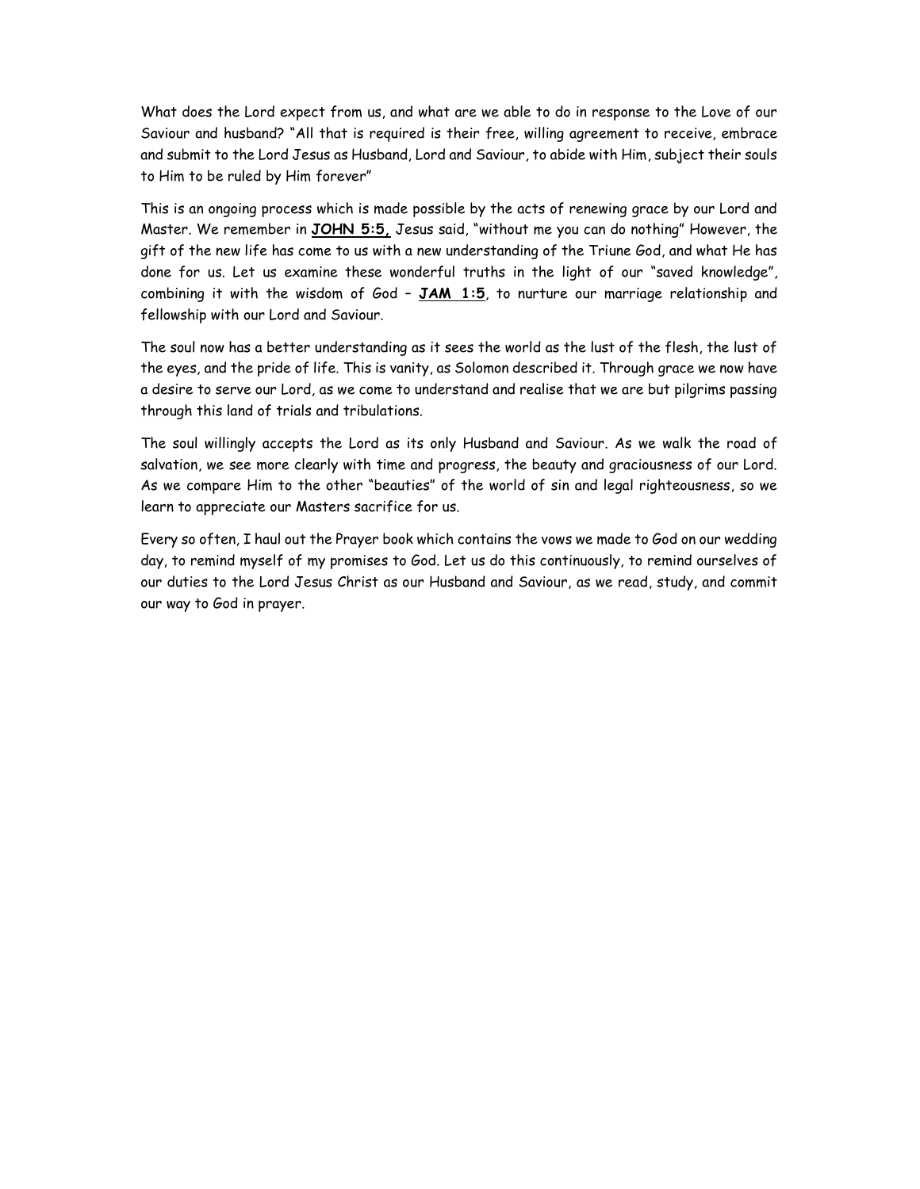What does the Lord expect from us, and what are we able to do in response to the Love of our Saviour and husband? "All that is required is their free, willing agreement to receive, embrace and submit to the Lord Jesus as Husband, Lord and Saviour, to abide with Him, subject their souls to Him to be ruled by Him forever"

This is an ongoing process which is made possible by the acts of renewing grace by our Lord and Master. We remember in **JOHN 5:5,** Jesus said, "without me you can do nothing" However, the gift of the new life has come to us with a new understanding of the Triune God, and what He has done for us. Let us examine these wonderful truths in the light of our "saved knowledge", combining it with the wisdom of God – **JAM 1:5**, to nurture our marriage relationship and fellowship with our Lord and Saviour.

The soul now has a better understanding as it sees the world as the lust of the flesh, the lust of the eyes, and the pride of life. This is vanity, as Solomon described it. Through grace we now have a desire to serve our Lord, as we come to understand and realise that we are but pilgrims passing through this land of trials and tribulations.

The soul willingly accepts the Lord as its only Husband and Saviour. As we walk the road of salvation, we see more clearly with time and progress, the beauty and graciousness of our Lord. As we compare Him to the other "beauties" of the world of sin and legal righteousness, so we learn to appreciate our Masters sacrifice for us.

Every so often, I haul out the Prayer book which contains the vows we made to God on our wedding day, to remind myself of my promises to God. Let us do this continuously, to remind ourselves of our duties to the Lord Jesus Christ as our Husband and Saviour, as we read, study, and commit our way to God in prayer.